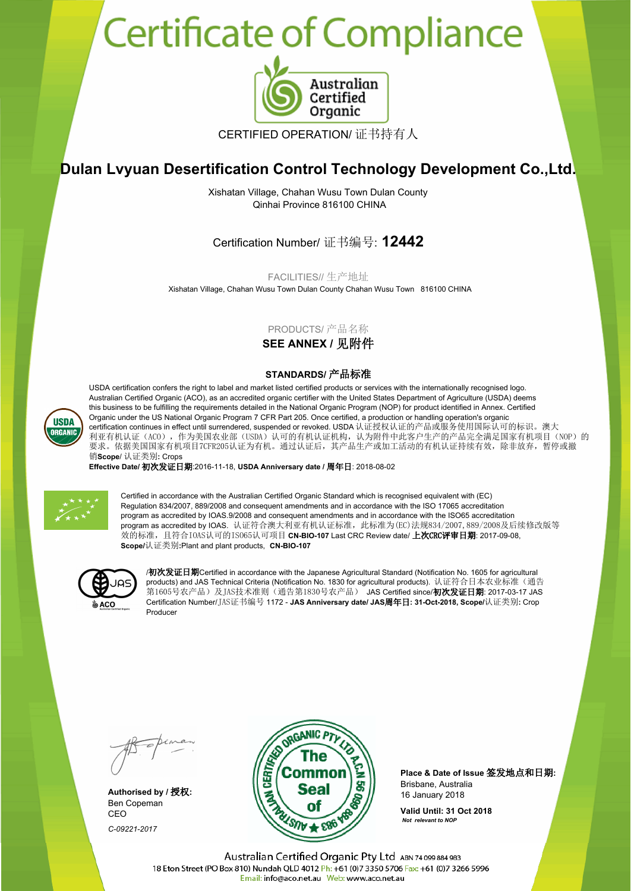# Certificate of Compliance

Australian Certified Organic

CERTIFIED OPERATION/ 证书持有人

## Dulan Lvyuan Desertification Control Technology Development Co.,Ltd.

Xishatan Village, Chahan Wusu Town Dulan County
Qinhai Province 816100 CHINA

Certification Number/ 证书编号: **12442**

FACILITIES// 生产地址

Xishatan Village, Chahan Wusu Town Dulan County Chahan Wusu Town 816100 CHINA

PRODUCTS/ 产品名称

**SEE ANNEX / 见附件**

**STANDARDS/ 产品标准**

USDA certification confers the right to label and market listed certified products or services with the internationally recognised logo. Australian Certified Organic (ACO), as an accredited organic certifier with the United States Department of Agriculture (USDA) deems this business to be fulfilling the requirements detailed in the National Organic Program (NOP) for product identified in Annex. Certified Organic under the US National Organic Program 7 CFR Part 205. Once certified, a production or handling operation's organic certification continues in effect until surrendered, suspended or revoked. USDA 认证授权认证的产品或服务使用国际认可的标识。澳大利亚有机认证（ACO），作为美国农业部（USDA）认可的有机认证机构，认为附件中此客户生产的产品完全满足国家有机项目（NOP）的要求。依据美国国家有机项目7CFR205认证为有机。通过认证后，其产品生产或加工活动的有机认证持续有效，除非放弃，暂停或撤销**Scope**/ 认证类别: Crops

**Effective Date/ 初次发证日期**:2016-11-18, **USDA Anniversary date / 周年日**: 2018-08-02

Certified in accordance with the Australian Certified Organic Standard which is recognised equivalent with (EC) Regulation 834/2007, 889/2008 and consequent amendments and in accordance with the ISO 17065 accreditation program as accredited by IOAS.9/2008 and consequent amendments and in accordance with the ISO65 accreditation program as accredited by IOAS. 认证符合澳大利亚有机认证标准，此标准为(EC)法规834/2007,889/2008及后续修改版等效的标准，且符合IOAS认可的ISO65认可项目 **CN-BIO-107** Last CRC Review date/ **上次CRC评审日期**: 2017-09-08, **Scope/**认证类别**:**Plant and plant products, **CN-BIO-107**

/**初次发证日期**Certified in accordance with the Japanese Agricultural Standard (Notification No. 1605 for agricultural products) and JAS Technical Criteria (Notification No. 1830 for agricultural products). 认证符合日本农业标准（通告第1605号农产品）及JAS技术准则（通告第1830号农产品） JAS Certified since/**初次发证日期**: 2017-03-17 JAS Certification Number/JAS证书编号 1172 - **JAS Anniversary date/ JAS周年日: 31-Oct-2018, Scope/**认证类别**:** Crop Producer

**Authorised by / 授权:**
Ben Copeman
CEO

*C-09221-2017*

AUSTRALIAN CERTIFIED ORGANIC PTY LTD A.C.N 50 099 884 983 — The Common Seal of

**Place & Date of Issue 签发地点和日期:**
Brisbane, Australia
16 January 2018

**Valid Until: 31 Oct 2018**
***Not relevant to NOP***

Australian Certified Organic Pty Ltd ABN 74 099 884 983
18 Eton Street (PO Box 810) Nundah QLD 4012 Ph: +61 (0)7 3350 5706 Fax: +61 (0)7 3266 5996
Email: info@aco.net.au Web: www.aco.net.au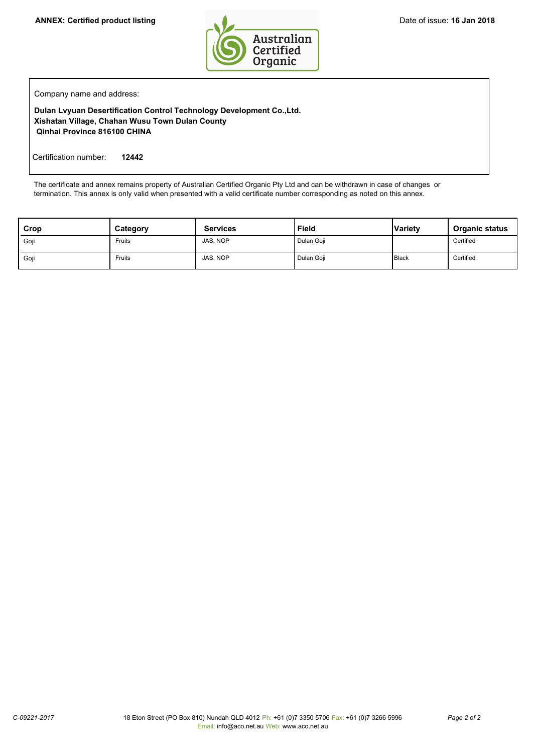**ANNEX: Certified product listing**

Date of issue: **16 Jan 2018**

Australian Certified Organic

Company name and address:

**Dulan Lvyuan Desertification Control Technology Development Co.,Ltd.**
**Xishatan Village, Chahan Wusu Town Dulan County**
**Qinhai Province 816100 CHINA**

Certification number: **12442**

The certificate and annex remains property of Australian Certified Organic Pty Ltd and can be withdrawn in case of changes or termination. This annex is only valid when presented with a valid certificate number corresponding as noted on this annex.

| Crop | Category | Services | Field | Variety | Organic status |
|---|---|---|---|---|---|
| Goji | Fruits | JAS, NOP | Dulan Goji | | Certified |
| Goji | Fruits | JAS, NOP | Dulan Goji | Black | Certified |

*C-09221-2017*

18 Eton Street (PO Box 810) Nundah QLD 4012 Ph: +61 (0)7 3350 5706 Fax: +61 (0)7 3266 5996
Email: info@aco.net.au Web: www.aco.net.au